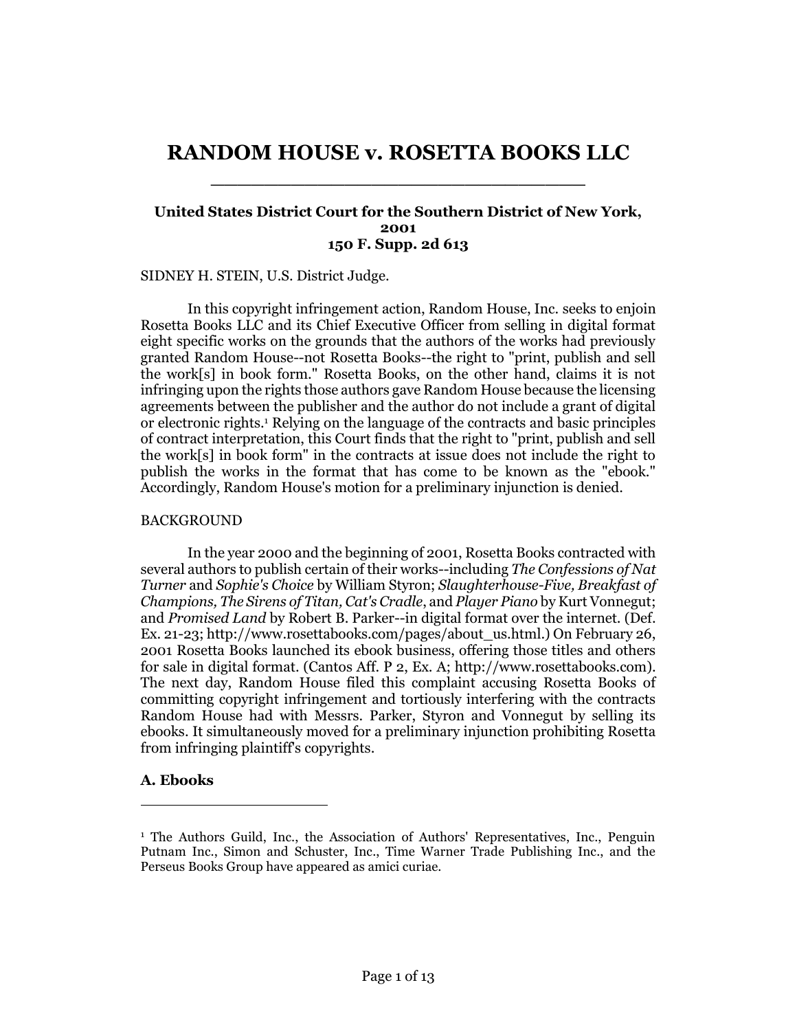# RANDOM HOUSE v. ROSETTA BOOKS LLC

**United States District Court for the Southern District of New York, 2001**
**150 F. Supp. 2d 613**

SIDNEY H. STEIN, U.S. District Judge.

In this copyright infringement action, Random House, Inc. seeks to enjoin Rosetta Books LLC and its Chief Executive Officer from selling in digital format eight specific works on the grounds that the authors of the works had previously granted Random House--not Rosetta Books--the right to "print, publish and sell the work[s] in book form." Rosetta Books, on the other hand, claims it is not infringing upon the rights those authors gave Random House because the licensing agreements between the publisher and the author do not include a grant of digital or electronic rights.[1] Relying on the language of the contracts and basic principles of contract interpretation, this Court finds that the right to "print, publish and sell the work[s] in book form" in the contracts at issue does not include the right to publish the works in the format that has come to be known as the "ebook." Accordingly, Random House's motion for a preliminary injunction is denied.

BACKGROUND

In the year 2000 and the beginning of 2001, Rosetta Books contracted with several authors to publish certain of their works--including *The Confessions of Nat Turner* and *Sophie's Choice* by William Styron; *Slaughterhouse-Five, Breakfast of Champions, The Sirens of Titan, Cat's Cradle*, and *Player Piano* by Kurt Vonnegut; and *Promised Land* by Robert B. Parker--in digital format over the internet. (Def. Ex. 21-23; http://www.rosettabooks.com/pages/about_us.html.) On February 26, 2001 Rosetta Books launched its ebook business, offering those titles and others for sale in digital format. (Cantos Aff. P 2, Ex. A; http://www.rosettabooks.com). The next day, Random House filed this complaint accusing Rosetta Books of committing copyright infringement and tortiously interfering with the contracts Random House had with Messrs. Parker, Styron and Vonnegut by selling its ebooks. It simultaneously moved for a preliminary injunction prohibiting Rosetta from infringing plaintiff's copyrights.

### A. Ebooks

---

[1] The Authors Guild, Inc., the Association of Authors' Representatives, Inc., Penguin Putnam Inc., Simon and Schuster, Inc., Time Warner Trade Publishing Inc., and the Perseus Books Group have appeared as amici curiae.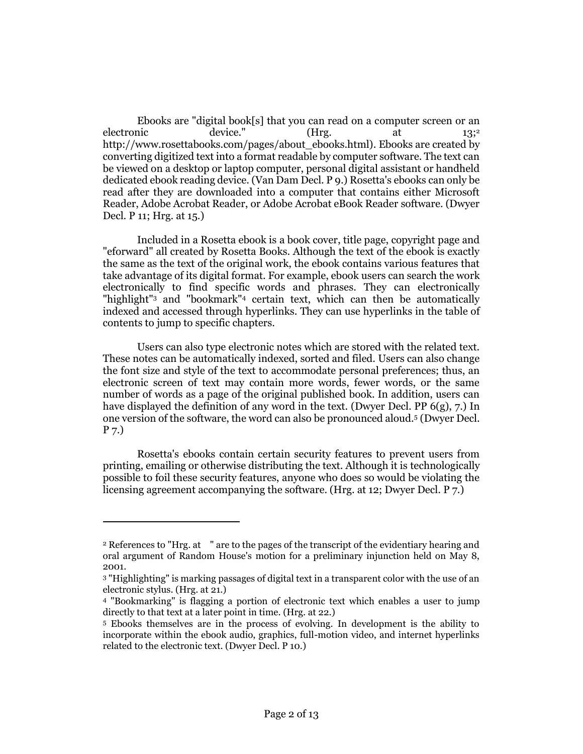Ebooks are "digital book[s] that you can read on a computer screen or an electronic device." (Hrg. at 13;[2] http://www.rosettabooks.com/pages/about_ebooks.html). Ebooks are created by converting digitized text into a format readable by computer software. The text can be viewed on a desktop or laptop computer, personal digital assistant or handheld dedicated ebook reading device. (Van Dam Decl. P 9.) Rosetta's ebooks can only be read after they are downloaded into a computer that contains either Microsoft Reader, Adobe Acrobat Reader, or Adobe Acrobat eBook Reader software. (Dwyer Decl. P 11; Hrg. at 15.)

Included in a Rosetta ebook is a book cover, title page, copyright page and "eforward" all created by Rosetta Books. Although the text of the ebook is exactly the same as the text of the original work, the ebook contains various features that take advantage of its digital format. For example, ebook users can search the work electronically to find specific words and phrases. They can electronically "highlight"[3] and "bookmark"[4] certain text, which can then be automatically indexed and accessed through hyperlinks. They can use hyperlinks in the table of contents to jump to specific chapters.

Users can also type electronic notes which are stored with the related text. These notes can be automatically indexed, sorted and filed. Users can also change the font size and style of the text to accommodate personal preferences; thus, an electronic screen of text may contain more words, fewer words, or the same number of words as a page of the original published book. In addition, users can have displayed the definition of any word in the text. (Dwyer Decl. PP 6(g), 7.) In one version of the software, the word can also be pronounced aloud.[5] (Dwyer Decl. P 7.)

Rosetta's ebooks contain certain security features to prevent users from printing, emailing or otherwise distributing the text. Although it is technologically possible to foil these security features, anyone who does so would be violating the licensing agreement accompanying the software. (Hrg. at 12; Dwyer Decl. P 7.)

---

[2] References to "Hrg. at " are to the pages of the transcript of the evidentiary hearing and oral argument of Random House's motion for a preliminary injunction held on May 8, 2001.

[3] "Highlighting" is marking passages of digital text in a transparent color with the use of an electronic stylus. (Hrg. at 21.)

[4] "Bookmarking" is flagging a portion of electronic text which enables a user to jump directly to that text at a later point in time. (Hrg. at 22.)

[5] Ebooks themselves are in the process of evolving. In development is the ability to incorporate within the ebook audio, graphics, full-motion video, and internet hyperlinks related to the electronic text. (Dwyer Decl. P 10.)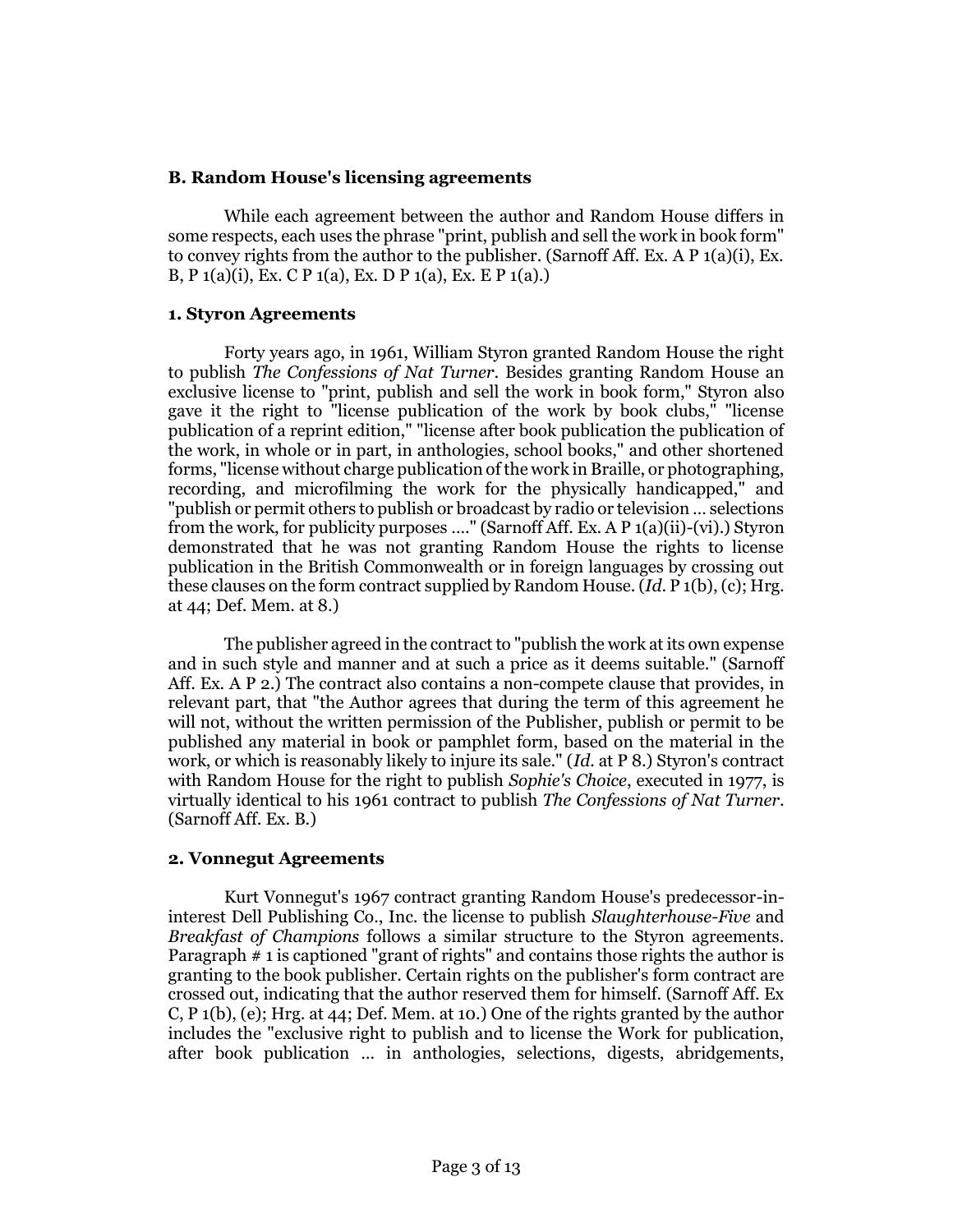### B. Random House's licensing agreements

While each agreement between the author and Random House differs in some respects, each uses the phrase "print, publish and sell the work in book form" to convey rights from the author to the publisher. (Sarnoff Aff. Ex. A P 1(a)(i), Ex. B, P 1(a)(i), Ex. C P 1(a), Ex. D P 1(a), Ex. E P 1(a).)

#### 1. Styron Agreements

Forty years ago, in 1961, William Styron granted Random House the right to publish *The Confessions of Nat Turner*. Besides granting Random House an exclusive license to "print, publish and sell the work in book form," Styron also gave it the right to "license publication of the work by book clubs," "license publication of a reprint edition," "license after book publication the publication of the work, in whole or in part, in anthologies, school books," and other shortened forms, "license without charge publication of the work in Braille, or photographing, recording, and microfilming the work for the physically handicapped," and "publish or permit others to publish or broadcast by radio or television ... selections from the work, for publicity purposes ...." (Sarnoff Aff. Ex. A P 1(a)(ii)-(vi).) Styron demonstrated that he was not granting Random House the rights to license publication in the British Commonwealth or in foreign languages by crossing out these clauses on the form contract supplied by Random House. (*Id.* P 1(b), (c); Hrg. at 44; Def. Mem. at 8.)

The publisher agreed in the contract to "publish the work at its own expense and in such style and manner and at such a price as it deems suitable." (Sarnoff Aff. Ex. A P 2.) The contract also contains a non-compete clause that provides, in relevant part, that "the Author agrees that during the term of this agreement he will not, without the written permission of the Publisher, publish or permit to be published any material in book or pamphlet form, based on the material in the work, or which is reasonably likely to injure its sale." (*Id.* at P 8.) Styron's contract with Random House for the right to publish *Sophie's Choice*, executed in 1977, is virtually identical to his 1961 contract to publish *The Confessions of Nat Turner*. (Sarnoff Aff. Ex. B.)

#### 2. Vonnegut Agreements

Kurt Vonnegut's 1967 contract granting Random House's predecessor-in-interest Dell Publishing Co., Inc. the license to publish *Slaughterhouse-Five* and *Breakfast of Champions* follows a similar structure to the Styron agreements. Paragraph # 1 is captioned "grant of rights" and contains those rights the author is granting to the book publisher. Certain rights on the publisher's form contract are crossed out, indicating that the author reserved them for himself. (Sarnoff Aff. Ex C, P 1(b), (e); Hrg. at 44; Def. Mem. at 10.) One of the rights granted by the author includes the "exclusive right to publish and to license the Work for publication, after book publication ... in anthologies, selections, digests, abridgements,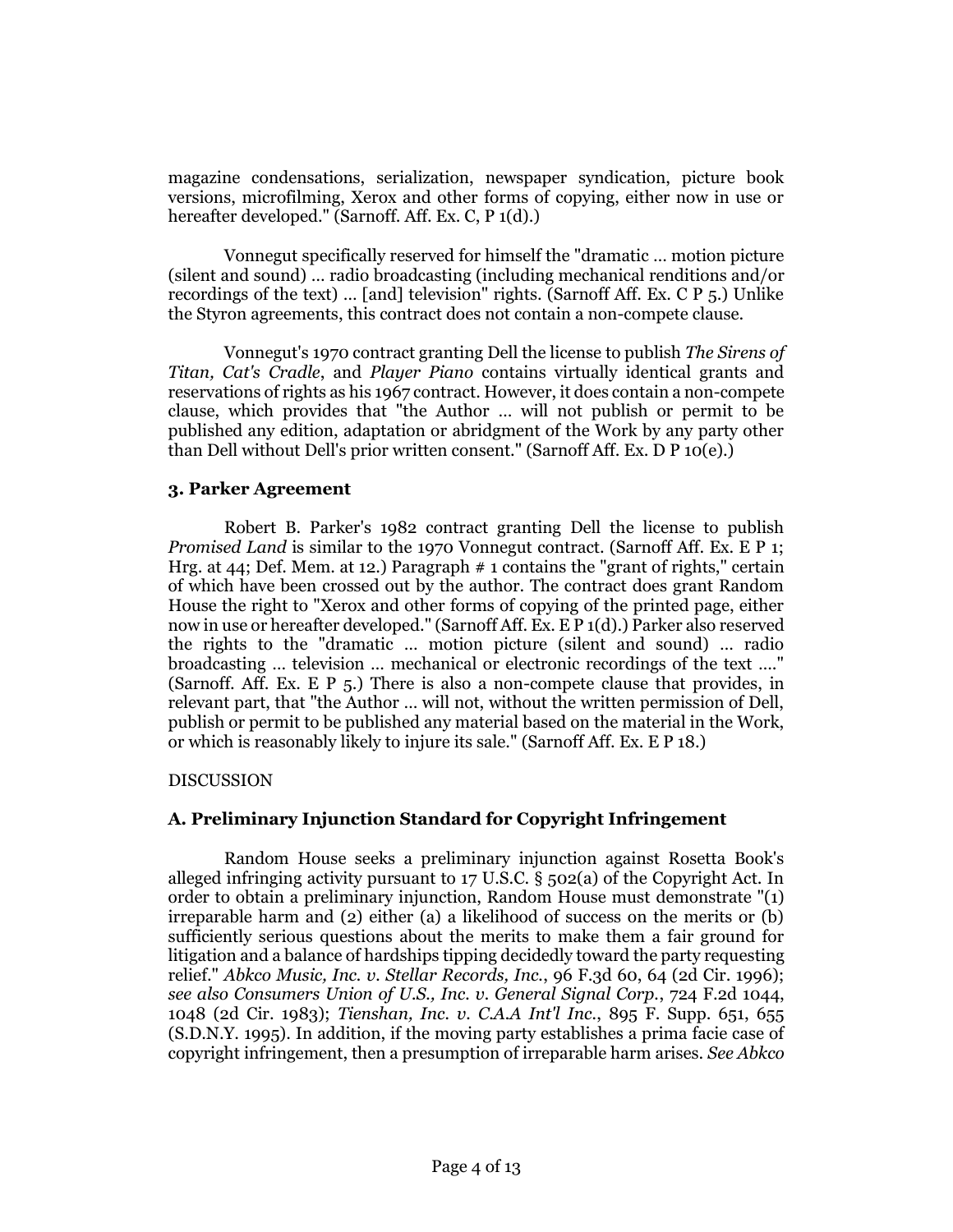magazine condensations, serialization, newspaper syndication, picture book versions, microfilming, Xerox and other forms of copying, either now in use or hereafter developed." (Sarnoff. Aff. Ex. C, P 1(d).)

Vonnegut specifically reserved for himself the "dramatic ... motion picture (silent and sound) ... radio broadcasting (including mechanical renditions and/or recordings of the text) ... [and] television" rights. (Sarnoff Aff. Ex. C P 5.) Unlike the Styron agreements, this contract does not contain a non-compete clause.

Vonnegut's 1970 contract granting Dell the license to publish *The Sirens of Titan, Cat's Cradle*, and *Player Piano* contains virtually identical grants and reservations of rights as his 1967 contract. However, it does contain a non-compete clause, which provides that "the Author ... will not publish or permit to be published any edition, adaptation or abridgment of the Work by any party other than Dell without Dell's prior written consent." (Sarnoff Aff. Ex. D P 10(e).)

### 3. Parker Agreement

Robert B. Parker's 1982 contract granting Dell the license to publish *Promised Land* is similar to the 1970 Vonnegut contract. (Sarnoff Aff. Ex. E P 1; Hrg. at 44; Def. Mem. at 12.) Paragraph # 1 contains the "grant of rights," certain of which have been crossed out by the author. The contract does grant Random House the right to "Xerox and other forms of copying of the printed page, either now in use or hereafter developed." (Sarnoff Aff. Ex. E P 1(d).) Parker also reserved the rights to the "dramatic ... motion picture (silent and sound) ... radio broadcasting ... television ... mechanical or electronic recordings of the text ...." (Sarnoff. Aff. Ex. E P 5.) There is also a non-compete clause that provides, in relevant part, that "the Author ... will not, without the written permission of Dell, publish or permit to be published any material based on the material in the Work, or which is reasonably likely to injure its sale." (Sarnoff Aff. Ex. E P 18.)

DISCUSSION

### A. Preliminary Injunction Standard for Copyright Infringement

Random House seeks a preliminary injunction against Rosetta Book's alleged infringing activity pursuant to 17 U.S.C. § 502(a) of the Copyright Act. In order to obtain a preliminary injunction, Random House must demonstrate "(1) irreparable harm and (2) either (a) a likelihood of success on the merits or (b) sufficiently serious questions about the merits to make them a fair ground for litigation and a balance of hardships tipping decidedly toward the party requesting relief." *Abkco Music, Inc. v. Stellar Records, Inc.*, 96 F.3d 60, 64 (2d Cir. 1996); *see also Consumers Union of U.S., Inc. v. General Signal Corp.*, 724 F.2d 1044, 1048 (2d Cir. 1983); *Tienshan, Inc. v. C.A.A Int'l Inc.*, 895 F. Supp. 651, 655 (S.D.N.Y. 1995). In addition, if the moving party establishes a prima facie case of copyright infringement, then a presumption of irreparable harm arises. *See Abkco*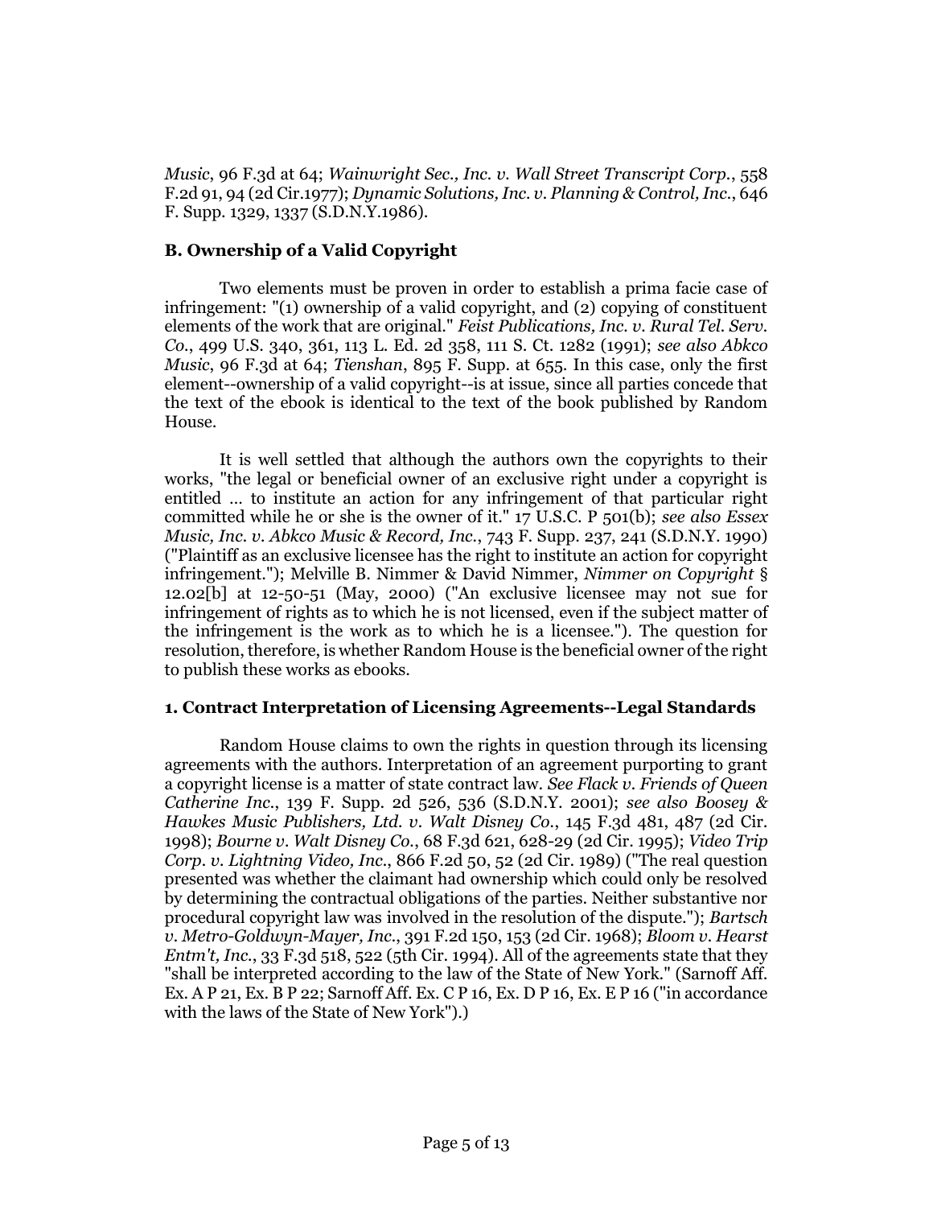*Music*, 96 F.3d at 64; *Wainwright Sec., Inc. v. Wall Street Transcript Corp.*, 558 F.2d 91, 94 (2d Cir.1977); *Dynamic Solutions, Inc. v. Planning & Control, Inc.*, 646 F. Supp. 1329, 1337 (S.D.N.Y.1986).

### B. Ownership of a Valid Copyright

Two elements must be proven in order to establish a prima facie case of infringement: "(1) ownership of a valid copyright, and (2) copying of constituent elements of the work that are original." *Feist Publications, Inc. v. Rural Tel. Serv. Co.*, 499 U.S. 340, 361, 113 L. Ed. 2d 358, 111 S. Ct. 1282 (1991); *see also Abkco Music*, 96 F.3d at 64; *Tienshan*, 895 F. Supp. at 655. In this case, only the first element--ownership of a valid copyright--is at issue, since all parties concede that the text of the ebook is identical to the text of the book published by Random House.

It is well settled that although the authors own the copyrights to their works, "the legal or beneficial owner of an exclusive right under a copyright is entitled ... to institute an action for any infringement of that particular right committed while he or she is the owner of it." 17 U.S.C. P 501(b); *see also Essex Music, Inc. v. Abkco Music & Record, Inc.*, 743 F. Supp. 237, 241 (S.D.N.Y. 1990) ("Plaintiff as an exclusive licensee has the right to institute an action for copyright infringement."); Melville B. Nimmer & David Nimmer, *Nimmer on Copyright* § 12.02[b] at 12-50-51 (May, 2000) ("An exclusive licensee may not sue for infringement of rights as to which he is not licensed, even if the subject matter of the infringement is the work as to which he is a licensee."). The question for resolution, therefore, is whether Random House is the beneficial owner of the right to publish these works as ebooks.

#### 1. Contract Interpretation of Licensing Agreements--Legal Standards

Random House claims to own the rights in question through its licensing agreements with the authors. Interpretation of an agreement purporting to grant a copyright license is a matter of state contract law. *See Flack v. Friends of Queen Catherine Inc.*, 139 F. Supp. 2d 526, 536 (S.D.N.Y. 2001); *see also Boosey & Hawkes Music Publishers, Ltd. v. Walt Disney Co.*, 145 F.3d 481, 487 (2d Cir. 1998); *Bourne v. Walt Disney Co.*, 68 F.3d 621, 628-29 (2d Cir. 1995); *Video Trip Corp. v. Lightning Video, Inc.*, 866 F.2d 50, 52 (2d Cir. 1989) ("The real question presented was whether the claimant had ownership which could only be resolved by determining the contractual obligations of the parties. Neither substantive nor procedural copyright law was involved in the resolution of the dispute."); *Bartsch v. Metro-Goldwyn-Mayer, Inc.*, 391 F.2d 150, 153 (2d Cir. 1968); *Bloom v. Hearst Entm't, Inc.*, 33 F.3d 518, 522 (5th Cir. 1994). All of the agreements state that they "shall be interpreted according to the law of the State of New York." (Sarnoff Aff. Ex. A P 21, Ex. B P 22; Sarnoff Aff. Ex. C P 16, Ex. D P 16, Ex. E P 16 ("in accordance with the laws of the State of New York").)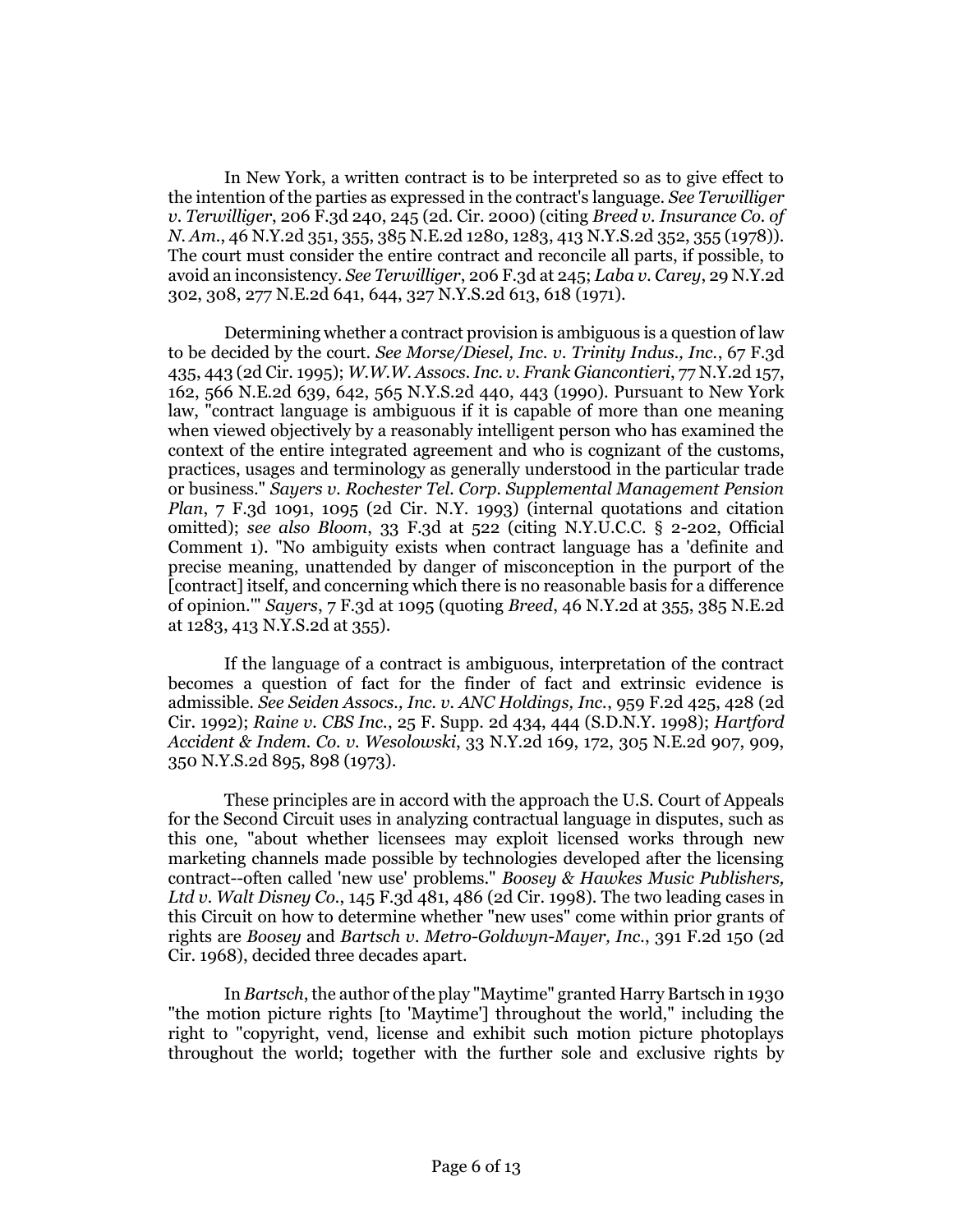In New York, a written contract is to be interpreted so as to give effect to the intention of the parties as expressed in the contract's language. *See Terwilliger v. Terwilliger*, 206 F.3d 240, 245 (2d. Cir. 2000) (citing *Breed v. Insurance Co. of N. Am.*, 46 N.Y.2d 351, 355, 385 N.E.2d 1280, 1283, 413 N.Y.S.2d 352, 355 (1978)). The court must consider the entire contract and reconcile all parts, if possible, to avoid an inconsistency. *See Terwilliger*, 206 F.3d at 245; *Laba v. Carey*, 29 N.Y.2d 302, 308, 277 N.E.2d 641, 644, 327 N.Y.S.2d 613, 618 (1971).

Determining whether a contract provision is ambiguous is a question of law to be decided by the court. *See Morse/Diesel, Inc. v. Trinity Indus., Inc.*, 67 F.3d 435, 443 (2d Cir. 1995); *W.W.W. Assocs. Inc. v. Frank Giancontieri*, 77 N.Y.2d 157, 162, 566 N.E.2d 639, 642, 565 N.Y.S.2d 440, 443 (1990). Pursuant to New York law, "contract language is ambiguous if it is capable of more than one meaning when viewed objectively by a reasonably intelligent person who has examined the context of the entire integrated agreement and who is cognizant of the customs, practices, usages and terminology as generally understood in the particular trade or business." *Sayers v. Rochester Tel. Corp. Supplemental Management Pension Plan*, 7 F.3d 1091, 1095 (2d Cir. N.Y. 1993) (internal quotations and citation omitted); *see also Bloom*, 33 F.3d at 522 (citing N.Y.U.C.C. § 2-202, Official Comment 1). "No ambiguity exists when contract language has a 'definite and precise meaning, unattended by danger of misconception in the purport of the [contract] itself, and concerning which there is no reasonable basis for a difference of opinion.'" *Sayers*, 7 F.3d at 1095 (quoting *Breed*, 46 N.Y.2d at 355, 385 N.E.2d at 1283, 413 N.Y.S.2d at 355).

If the language of a contract is ambiguous, interpretation of the contract becomes a question of fact for the finder of fact and extrinsic evidence is admissible. *See Seiden Assocs., Inc. v. ANC Holdings, Inc.*, 959 F.2d 425, 428 (2d Cir. 1992); *Raine v. CBS Inc.*, 25 F. Supp. 2d 434, 444 (S.D.N.Y. 1998); *Hartford Accident & Indem. Co. v. Wesolowski*, 33 N.Y.2d 169, 172, 305 N.E.2d 907, 909, 350 N.Y.S.2d 895, 898 (1973).

These principles are in accord with the approach the U.S. Court of Appeals for the Second Circuit uses in analyzing contractual language in disputes, such as this one, "about whether licensees may exploit licensed works through new marketing channels made possible by technologies developed after the licensing contract--often called 'new use' problems." *Boosey & Hawkes Music Publishers, Ltd v. Walt Disney Co.*, 145 F.3d 481, 486 (2d Cir. 1998). The two leading cases in this Circuit on how to determine whether "new uses" come within prior grants of rights are *Boosey* and *Bartsch v. Metro-Goldwyn-Mayer, Inc.*, 391 F.2d 150 (2d Cir. 1968), decided three decades apart.

In *Bartsch*, the author of the play "Maytime" granted Harry Bartsch in 1930 "the motion picture rights [to 'Maytime'] throughout the world," including the right to "copyright, vend, license and exhibit such motion picture photoplays throughout the world; together with the further sole and exclusive rights by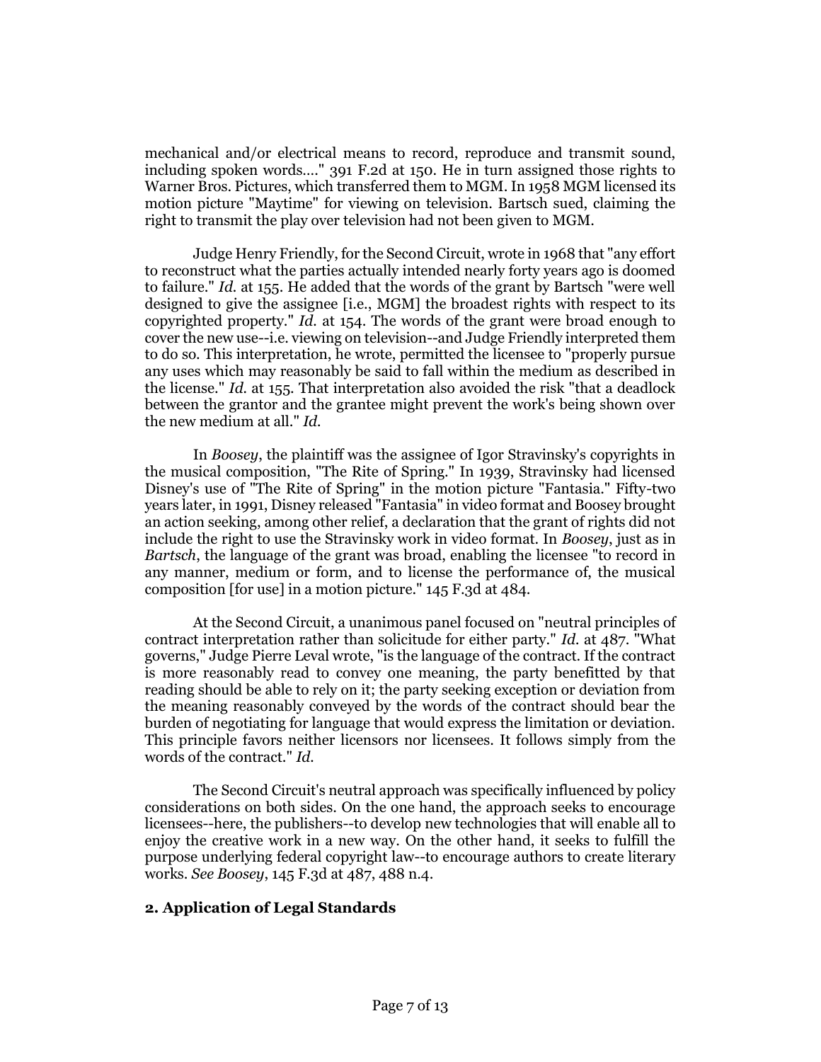mechanical and/or electrical means to record, reproduce and transmit sound, including spoken words...." 391 F.2d at 150. He in turn assigned those rights to Warner Bros. Pictures, which transferred them to MGM. In 1958 MGM licensed its motion picture "Maytime" for viewing on television. Bartsch sued, claiming the right to transmit the play over television had not been given to MGM.

Judge Henry Friendly, for the Second Circuit, wrote in 1968 that "any effort to reconstruct what the parties actually intended nearly forty years ago is doomed to failure." *Id.* at 155. He added that the words of the grant by Bartsch "were well designed to give the assignee [i.e., MGM] the broadest rights with respect to its copyrighted property." *Id.* at 154. The words of the grant were broad enough to cover the new use--i.e. viewing on television--and Judge Friendly interpreted them to do so. This interpretation, he wrote, permitted the licensee to "properly pursue any uses which may reasonably be said to fall within the medium as described in the license." *Id.* at 155. That interpretation also avoided the risk "that a deadlock between the grantor and the grantee might prevent the work's being shown over the new medium at all." *Id.*

In *Boosey*, the plaintiff was the assignee of Igor Stravinsky's copyrights in the musical composition, "The Rite of Spring." In 1939, Stravinsky had licensed Disney's use of "The Rite of Spring" in the motion picture "Fantasia." Fifty-two years later, in 1991, Disney released "Fantasia" in video format and Boosey brought an action seeking, among other relief, a declaration that the grant of rights did not include the right to use the Stravinsky work in video format. In *Boosey*, just as in *Bartsch*, the language of the grant was broad, enabling the licensee "to record in any manner, medium or form, and to license the performance of, the musical composition [for use] in a motion picture." 145 F.3d at 484.

At the Second Circuit, a unanimous panel focused on "neutral principles of contract interpretation rather than solicitude for either party." *Id.* at 487. "What governs," Judge Pierre Leval wrote, "is the language of the contract. If the contract is more reasonably read to convey one meaning, the party benefitted by that reading should be able to rely on it; the party seeking exception or deviation from the meaning reasonably conveyed by the words of the contract should bear the burden of negotiating for language that would express the limitation or deviation. This principle favors neither licensors nor licensees. It follows simply from the words of the contract." *Id.*

The Second Circuit's neutral approach was specifically influenced by policy considerations on both sides. On the one hand, the approach seeks to encourage licensees--here, the publishers--to develop new technologies that will enable all to enjoy the creative work in a new way. On the other hand, it seeks to fulfill the purpose underlying federal copyright law--to encourage authors to create literary works. *See Boosey*, 145 F.3d at 487, 488 n.4.

### 2. Application of Legal Standards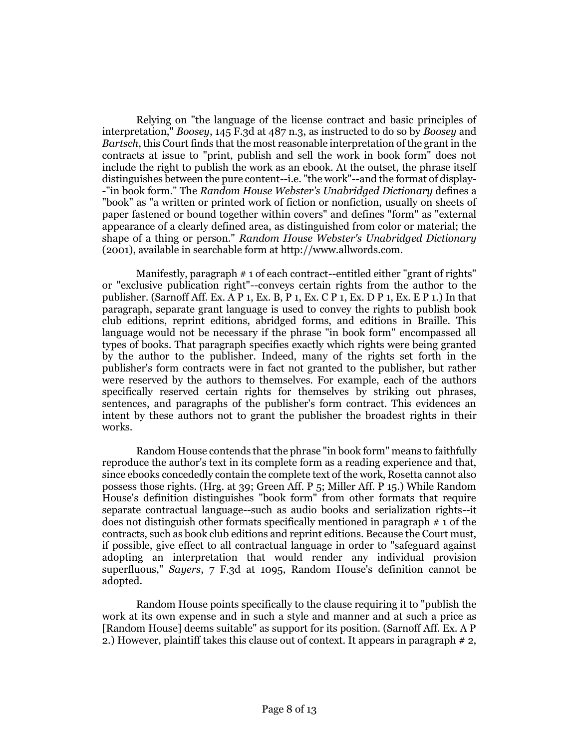Relying on "the language of the license contract and basic principles of interpretation," *Boosey*, 145 F.3d at 487 n.3, as instructed to do so by *Boosey* and *Bartsch*, this Court finds that the most reasonable interpretation of the grant in the contracts at issue to "print, publish and sell the work in book form" does not include the right to publish the work as an ebook. At the outset, the phrase itself distinguishes between the pure content--i.e. "the work"--and the format of display--"in book form." The *Random House Webster's Unabridged Dictionary* defines a "book" as "a written or printed work of fiction or nonfiction, usually on sheets of paper fastened or bound together within covers" and defines "form" as "external appearance of a clearly defined area, as distinguished from color or material; the shape of a thing or person." *Random House Webster's Unabridged Dictionary* (2001), available in searchable form at http://www.allwords.com.

Manifestly, paragraph # 1 of each contract--entitled either "grant of rights" or "exclusive publication right"--conveys certain rights from the author to the publisher. (Sarnoff Aff. Ex. A P 1, Ex. B, P 1, Ex. C P 1, Ex. D P 1, Ex. E P 1.) In that paragraph, separate grant language is used to convey the rights to publish book club editions, reprint editions, abridged forms, and editions in Braille. This language would not be necessary if the phrase "in book form" encompassed all types of books. That paragraph specifies exactly which rights were being granted by the author to the publisher. Indeed, many of the rights set forth in the publisher's form contracts were in fact not granted to the publisher, but rather were reserved by the authors to themselves. For example, each of the authors specifically reserved certain rights for themselves by striking out phrases, sentences, and paragraphs of the publisher's form contract. This evidences an intent by these authors not to grant the publisher the broadest rights in their works.

Random House contends that the phrase "in book form" means to faithfully reproduce the author's text in its complete form as a reading experience and that, since ebooks concededly contain the complete text of the work, Rosetta cannot also possess those rights. (Hrg. at 39; Green Aff. P 5; Miller Aff. P 15.) While Random House's definition distinguishes "book form" from other formats that require separate contractual language--such as audio books and serialization rights--it does not distinguish other formats specifically mentioned in paragraph # 1 of the contracts, such as book club editions and reprint editions. Because the Court must, if possible, give effect to all contractual language in order to "safeguard against adopting an interpretation that would render any individual provision superfluous," *Sayers*, 7 F.3d at 1095, Random House's definition cannot be adopted.

Random House points specifically to the clause requiring it to "publish the work at its own expense and in such a style and manner and at such a price as [Random House] deems suitable" as support for its position. (Sarnoff Aff. Ex. A P 2.) However, plaintiff takes this clause out of context. It appears in paragraph # 2,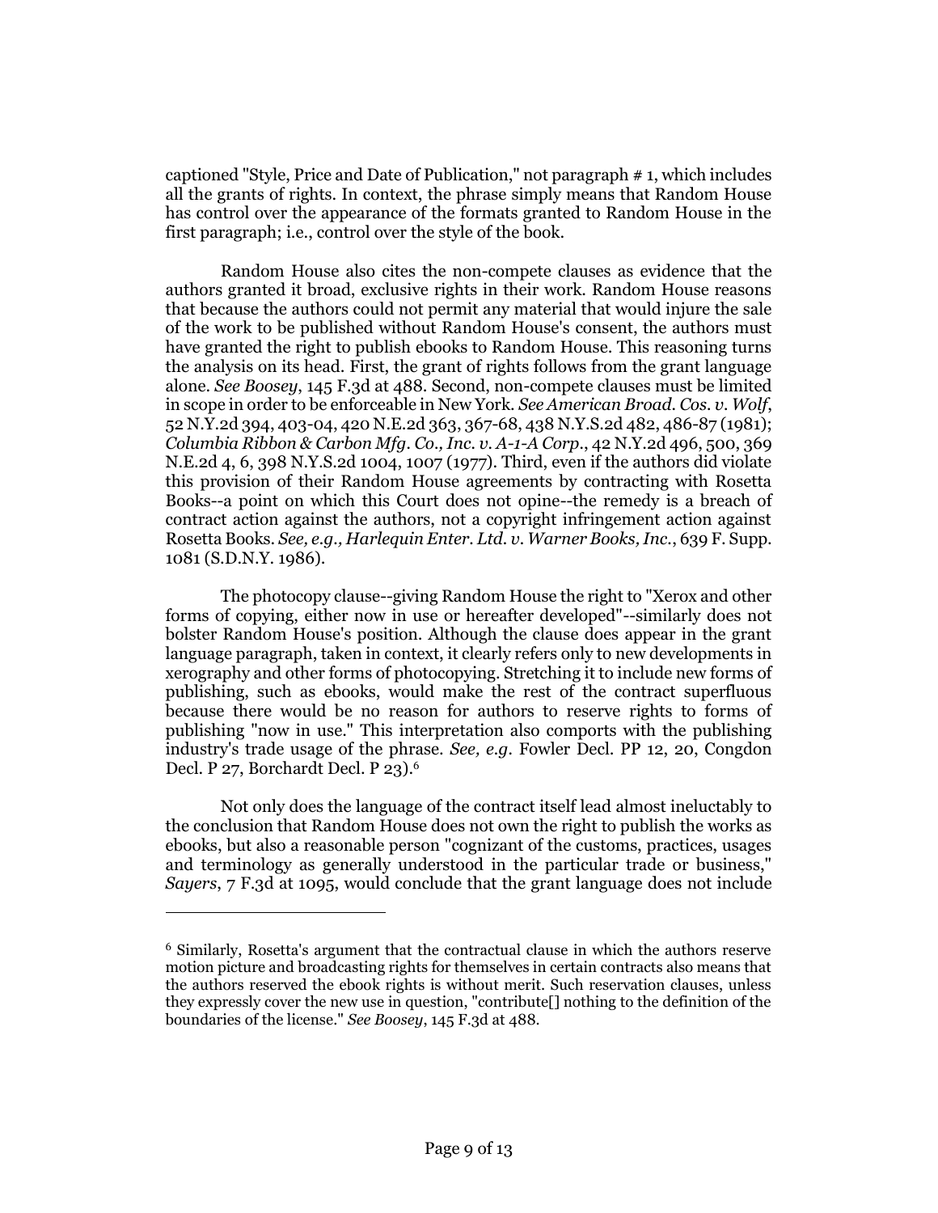captioned "Style, Price and Date of Publication," not paragraph # 1, which includes all the grants of rights. In context, the phrase simply means that Random House has control over the appearance of the formats granted to Random House in the first paragraph; i.e., control over the style of the book.

Random House also cites the non-compete clauses as evidence that the authors granted it broad, exclusive rights in their work. Random House reasons that because the authors could not permit any material that would injure the sale of the work to be published without Random House's consent, the authors must have granted the right to publish ebooks to Random House. This reasoning turns the analysis on its head. First, the grant of rights follows from the grant language alone. *See Boosey*, 145 F.3d at 488. Second, non-compete clauses must be limited in scope in order to be enforceable in New York. *See American Broad. Cos. v. Wolf*, 52 N.Y.2d 394, 403-04, 420 N.E.2d 363, 367-68, 438 N.Y.S.2d 482, 486-87 (1981); *Columbia Ribbon & Carbon Mfg. Co., Inc. v. A-1-A Corp.*, 42 N.Y.2d 496, 500, 369 N.E.2d 4, 6, 398 N.Y.S.2d 1004, 1007 (1977). Third, even if the authors did violate this provision of their Random House agreements by contracting with Rosetta Books--a point on which this Court does not opine--the remedy is a breach of contract action against the authors, not a copyright infringement action against Rosetta Books. *See, e.g., Harlequin Enter. Ltd. v. Warner Books, Inc.*, 639 F. Supp. 1081 (S.D.N.Y. 1986).

The photocopy clause--giving Random House the right to "Xerox and other forms of copying, either now in use or hereafter developed"--similarly does not bolster Random House's position. Although the clause does appear in the grant language paragraph, taken in context, it clearly refers only to new developments in xerography and other forms of photocopying. Stretching it to include new forms of publishing, such as ebooks, would make the rest of the contract superfluous because there would be no reason for authors to reserve rights to forms of publishing "now in use." This interpretation also comports with the publishing industry's trade usage of the phrase. *See, e.g.* Fowler Decl. PP 12, 20, Congdon Decl. P 27, Borchardt Decl. P 23).[6]

Not only does the language of the contract itself lead almost ineluctably to the conclusion that Random House does not own the right to publish the works as ebooks, but also a reasonable person "cognizant of the customs, practices, usages and terminology as generally understood in the particular trade or business," *Sayers*, 7 F.3d at 1095, would conclude that the grant language does not include

---

[6] Similarly, Rosetta's argument that the contractual clause in which the authors reserve motion picture and broadcasting rights for themselves in certain contracts also means that the authors reserved the ebook rights is without merit. Such reservation clauses, unless they expressly cover the new use in question, "contribute[] nothing to the definition of the boundaries of the license." *See Boosey*, 145 F.3d at 488.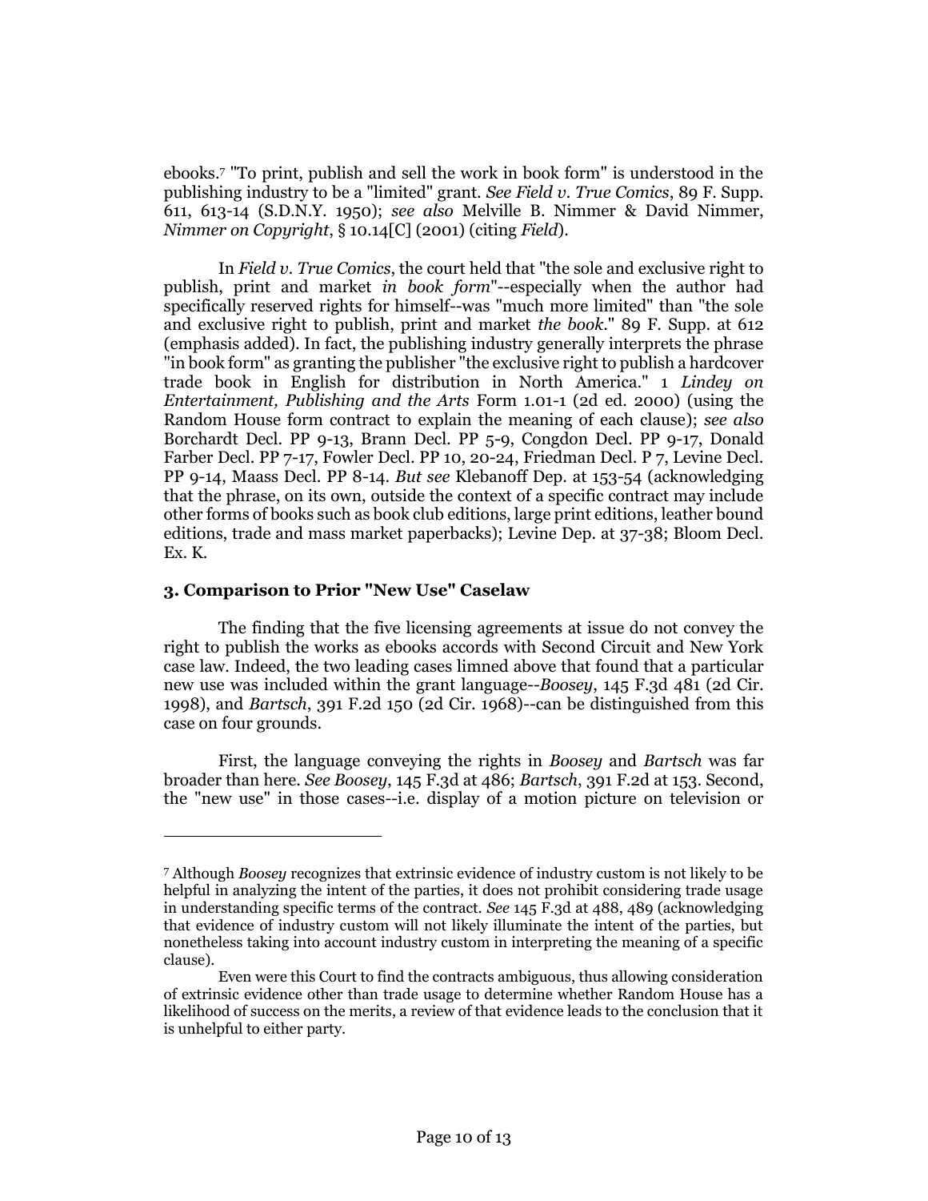ebooks.[7] "To print, publish and sell the work in book form" is understood in the publishing industry to be a "limited" grant. *See Field v. True Comics*, 89 F. Supp. 611, 613-14 (S.D.N.Y. 1950); *see also* Melville B. Nimmer & David Nimmer, *Nimmer on Copyright*, § 10.14[C] (2001) (citing *Field*).

In *Field v. True Comics*, the court held that "the sole and exclusive right to publish, print and market *in book form*"--especially when the author had specifically reserved rights for himself--was "much more limited" than "the sole and exclusive right to publish, print and market *the book*." 89 F. Supp. at 612 (emphasis added). In fact, the publishing industry generally interprets the phrase "in book form" as granting the publisher "the exclusive right to publish a hardcover trade book in English for distribution in North America." 1 *Lindey on Entertainment, Publishing and the Arts* Form 1.01-1 (2d ed. 2000) (using the Random House form contract to explain the meaning of each clause); *see also* Borchardt Decl. PP 9-13, Brann Decl. PP 5-9, Congdon Decl. PP 9-17, Donald Farber Decl. PP 7-17, Fowler Decl. PP 10, 20-24, Friedman Decl. P 7, Levine Decl. PP 9-14, Maass Decl. PP 8-14. *But see* Klebanoff Dep. at 153-54 (acknowledging that the phrase, on its own, outside the context of a specific contract may include other forms of books such as book club editions, large print editions, leather bound editions, trade and mass market paperbacks); Levine Dep. at 37-38; Bloom Decl. Ex. K.

### 3. Comparison to Prior "New Use" Caselaw

The finding that the five licensing agreements at issue do not convey the right to publish the works as ebooks accords with Second Circuit and New York case law. Indeed, the two leading cases limned above that found that a particular new use was included within the grant language--*Boosey*, 145 F.3d 481 (2d Cir. 1998), and *Bartsch*, 391 F.2d 150 (2d Cir. 1968)--can be distinguished from this case on four grounds.

First, the language conveying the rights in *Boosey* and *Bartsch* was far broader than here. *See Boosey*, 145 F.3d at 486; *Bartsch*, 391 F.2d at 153. Second, the "new use" in those cases--i.e. display of a motion picture on television or

---

[7] Although *Boosey* recognizes that extrinsic evidence of industry custom is not likely to be helpful in analyzing the intent of the parties, it does not prohibit considering trade usage in understanding specific terms of the contract. *See* 145 F.3d at 488, 489 (acknowledging that evidence of industry custom will not likely illuminate the intent of the parties, but nonetheless taking into account industry custom in interpreting the meaning of a specific clause).

Even were this Court to find the contracts ambiguous, thus allowing consideration of extrinsic evidence other than trade usage to determine whether Random House has a likelihood of success on the merits, a review of that evidence leads to the conclusion that it is unhelpful to either party.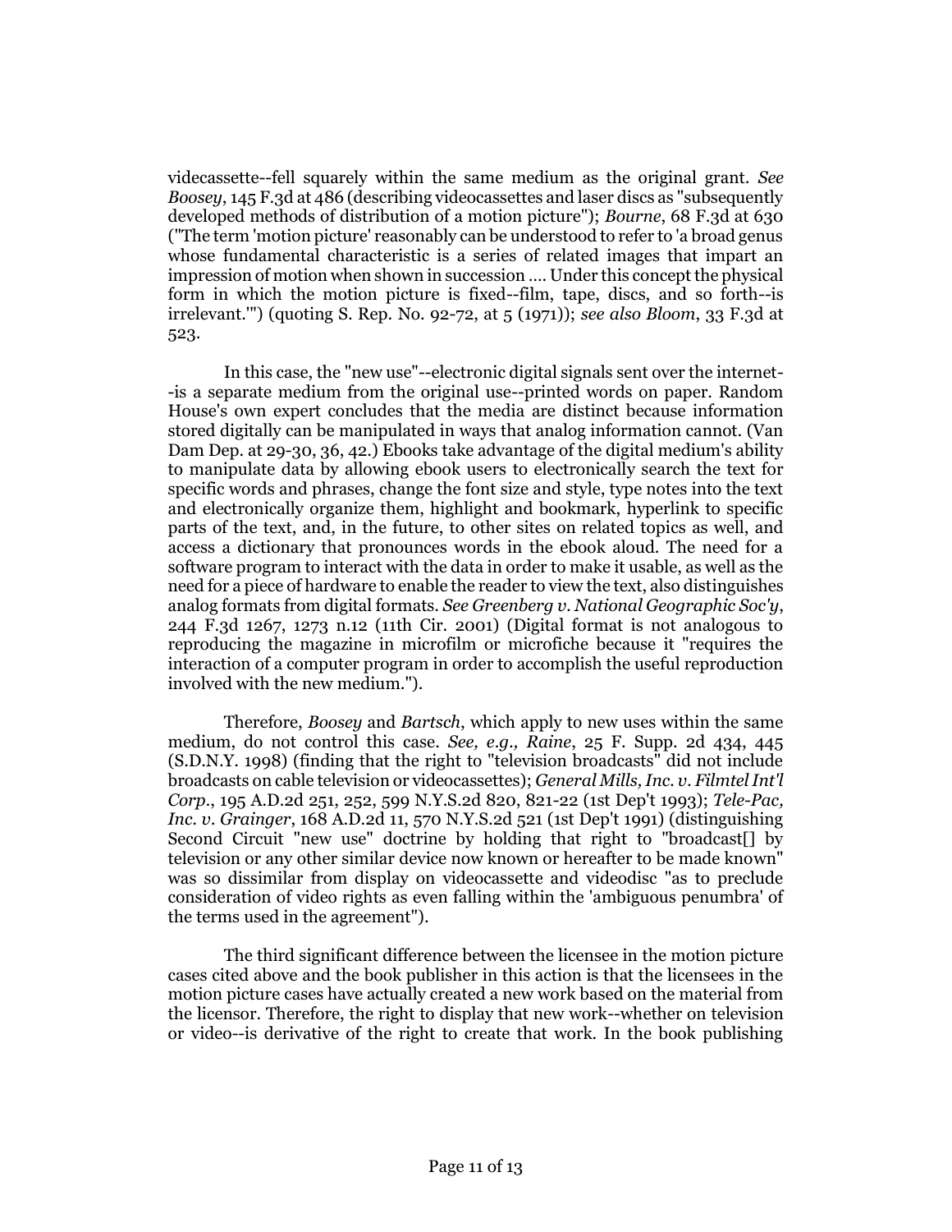videcassette--fell squarely within the same medium as the original grant. *See Boosey*, 145 F.3d at 486 (describing videocassettes and laser discs as "subsequently developed methods of distribution of a motion picture"); *Bourne*, 68 F.3d at 630 ("The term 'motion picture' reasonably can be understood to refer to 'a broad genus whose fundamental characteristic is a series of related images that impart an impression of motion when shown in succession .... Under this concept the physical form in which the motion picture is fixed--film, tape, discs, and so forth--is irrelevant.'") (quoting S. Rep. No. 92-72, at 5 (1971)); *see also Bloom*, 33 F.3d at 523.

In this case, the "new use"--electronic digital signals sent over the internet--is a separate medium from the original use--printed words on paper. Random House's own expert concludes that the media are distinct because information stored digitally can be manipulated in ways that analog information cannot. (Van Dam Dep. at 29-30, 36, 42.) Ebooks take advantage of the digital medium's ability to manipulate data by allowing ebook users to electronically search the text for specific words and phrases, change the font size and style, type notes into the text and electronically organize them, highlight and bookmark, hyperlink to specific parts of the text, and, in the future, to other sites on related topics as well, and access a dictionary that pronounces words in the ebook aloud. The need for a software program to interact with the data in order to make it usable, as well as the need for a piece of hardware to enable the reader to view the text, also distinguishes analog formats from digital formats. *See Greenberg v. National Geographic Soc'y*, 244 F.3d 1267, 1273 n.12 (11th Cir. 2001) (Digital format is not analogous to reproducing the magazine in microfilm or microfiche because it "requires the interaction of a computer program in order to accomplish the useful reproduction involved with the new medium.").

Therefore, *Boosey* and *Bartsch*, which apply to new uses within the same medium, do not control this case. *See, e.g., Raine*, 25 F. Supp. 2d 434, 445 (S.D.N.Y. 1998) (finding that the right to "television broadcasts" did not include broadcasts on cable television or videocassettes); *General Mills, Inc. v. Filmtel Int'l Corp.*, 195 A.D.2d 251, 252, 599 N.Y.S.2d 820, 821-22 (1st Dep't 1993); *Tele-Pac, Inc. v. Grainger*, 168 A.D.2d 11, 570 N.Y.S.2d 521 (1st Dep't 1991) (distinguishing Second Circuit "new use" doctrine by holding that right to "broadcast[] by television or any other similar device now known or hereafter to be made known" was so dissimilar from display on videocassette and videodisc "as to preclude consideration of video rights as even falling within the 'ambiguous penumbra' of the terms used in the agreement").

The third significant difference between the licensee in the motion picture cases cited above and the book publisher in this action is that the licensees in the motion picture cases have actually created a new work based on the material from the licensor. Therefore, the right to display that new work--whether on television or video--is derivative of the right to create that work. In the book publishing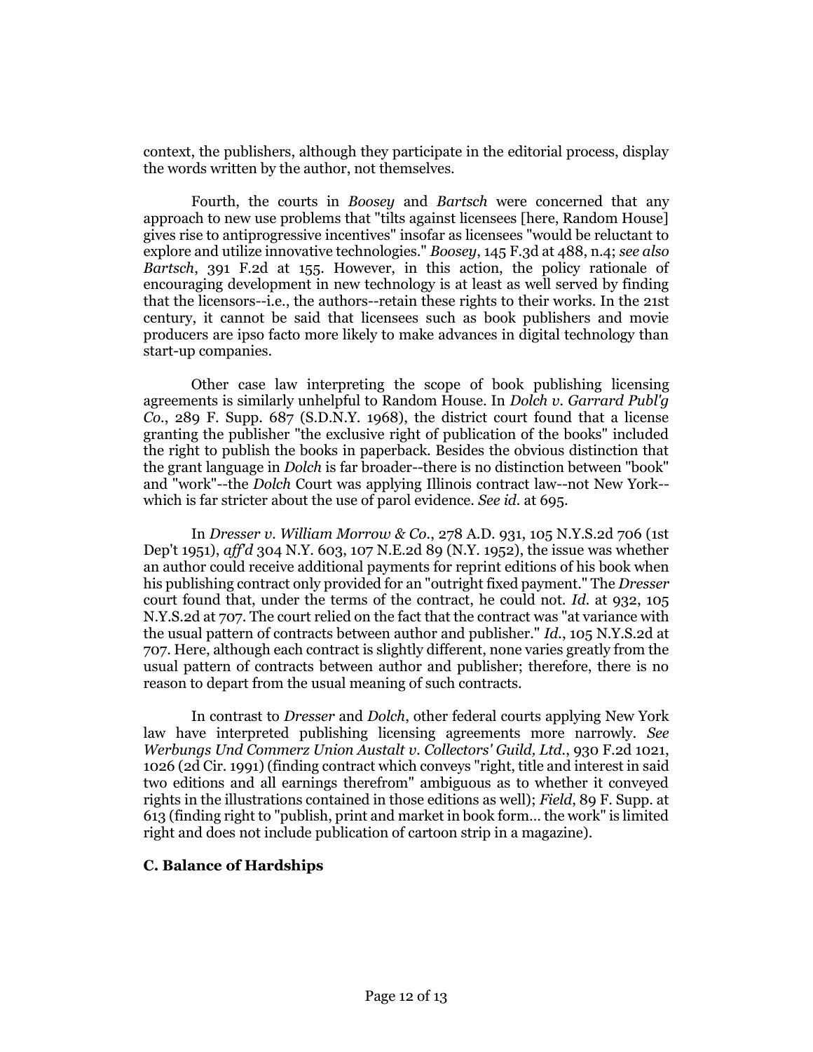context, the publishers, although they participate in the editorial process, display the words written by the author, not themselves.

Fourth, the courts in *Boosey* and *Bartsch* were concerned that any approach to new use problems that "tilts against licensees [here, Random House] gives rise to antiprogressive incentives" insofar as licensees "would be reluctant to explore and utilize innovative technologies." *Boosey*, 145 F.3d at 488, n.4; *see also Bartsch*, 391 F.2d at 155. However, in this action, the policy rationale of encouraging development in new technology is at least as well served by finding that the licensors--i.e., the authors--retain these rights to their works. In the 21st century, it cannot be said that licensees such as book publishers and movie producers are ipso facto more likely to make advances in digital technology than start-up companies.

Other case law interpreting the scope of book publishing licensing agreements is similarly unhelpful to Random House. In *Dolch v. Garrard Publ'g Co.*, 289 F. Supp. 687 (S.D.N.Y. 1968), the district court found that a license granting the publisher "the exclusive right of publication of the books" included the right to publish the books in paperback. Besides the obvious distinction that the grant language in *Dolch* is far broader--there is no distinction between "book" and "work"--the *Dolch* Court was applying Illinois contract law--not New York--which is far stricter about the use of parol evidence. *See id.* at 695.

In *Dresser v. William Morrow & Co.*, 278 A.D. 931, 105 N.Y.S.2d 706 (1st Dep't 1951), *aff'd* 304 N.Y. 603, 107 N.E.2d 89 (N.Y. 1952), the issue was whether an author could receive additional payments for reprint editions of his book when his publishing contract only provided for an "outright fixed payment." The *Dresser* court found that, under the terms of the contract, he could not. *Id.* at 932, 105 N.Y.S.2d at 707. The court relied on the fact that the contract was "at variance with the usual pattern of contracts between author and publisher." *Id.*, 105 N.Y.S.2d at 707. Here, although each contract is slightly different, none varies greatly from the usual pattern of contracts between author and publisher; therefore, there is no reason to depart from the usual meaning of such contracts.

In contrast to *Dresser* and *Dolch*, other federal courts applying New York law have interpreted publishing licensing agreements more narrowly. *See Werbungs Und Commerz Union Austalt v. Collectors' Guild, Ltd.*, 930 F.2d 1021, 1026 (2d Cir. 1991) (finding contract which conveys "right, title and interest in said two editions and all earnings therefrom" ambiguous as to whether it conveyed rights in the illustrations contained in those editions as well); *Field*, 89 F. Supp. at 613 (finding right to "publish, print and market in book form… the work" is limited right and does not include publication of cartoon strip in a magazine).

### C. Balance of Hardships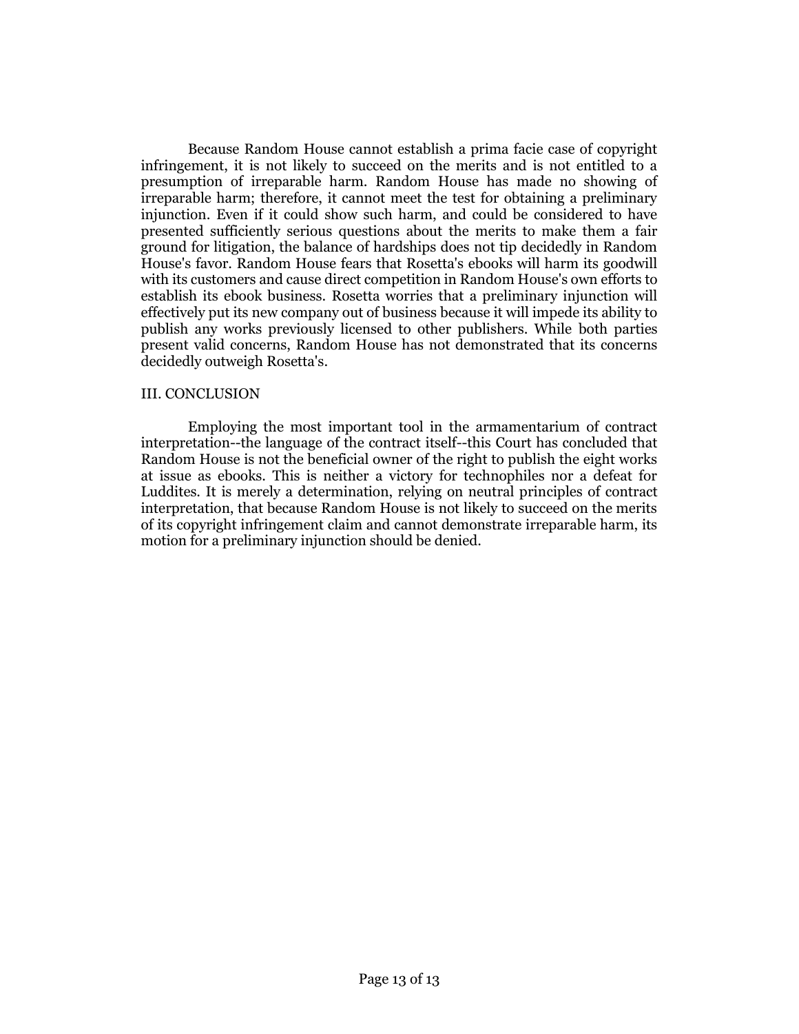Because Random House cannot establish a prima facie case of copyright infringement, it is not likely to succeed on the merits and is not entitled to a presumption of irreparable harm. Random House has made no showing of irreparable harm; therefore, it cannot meet the test for obtaining a preliminary injunction. Even if it could show such harm, and could be considered to have presented sufficiently serious questions about the merits to make them a fair ground for litigation, the balance of hardships does not tip decidedly in Random House's favor. Random House fears that Rosetta's ebooks will harm its goodwill with its customers and cause direct competition in Random House's own efforts to establish its ebook business. Rosetta worries that a preliminary injunction will effectively put its new company out of business because it will impede its ability to publish any works previously licensed to other publishers. While both parties present valid concerns, Random House has not demonstrated that its concerns decidedly outweigh Rosetta's.

## III. CONCLUSION

Employing the most important tool in the armamentarium of contract interpretation--the language of the contract itself--this Court has concluded that Random House is not the beneficial owner of the right to publish the eight works at issue as ebooks. This is neither a victory for technophiles nor a defeat for Luddites. It is merely a determination, relying on neutral principles of contract interpretation, that because Random House is not likely to succeed on the merits of its copyright infringement claim and cannot demonstrate irreparable harm, its motion for a preliminary injunction should be denied.